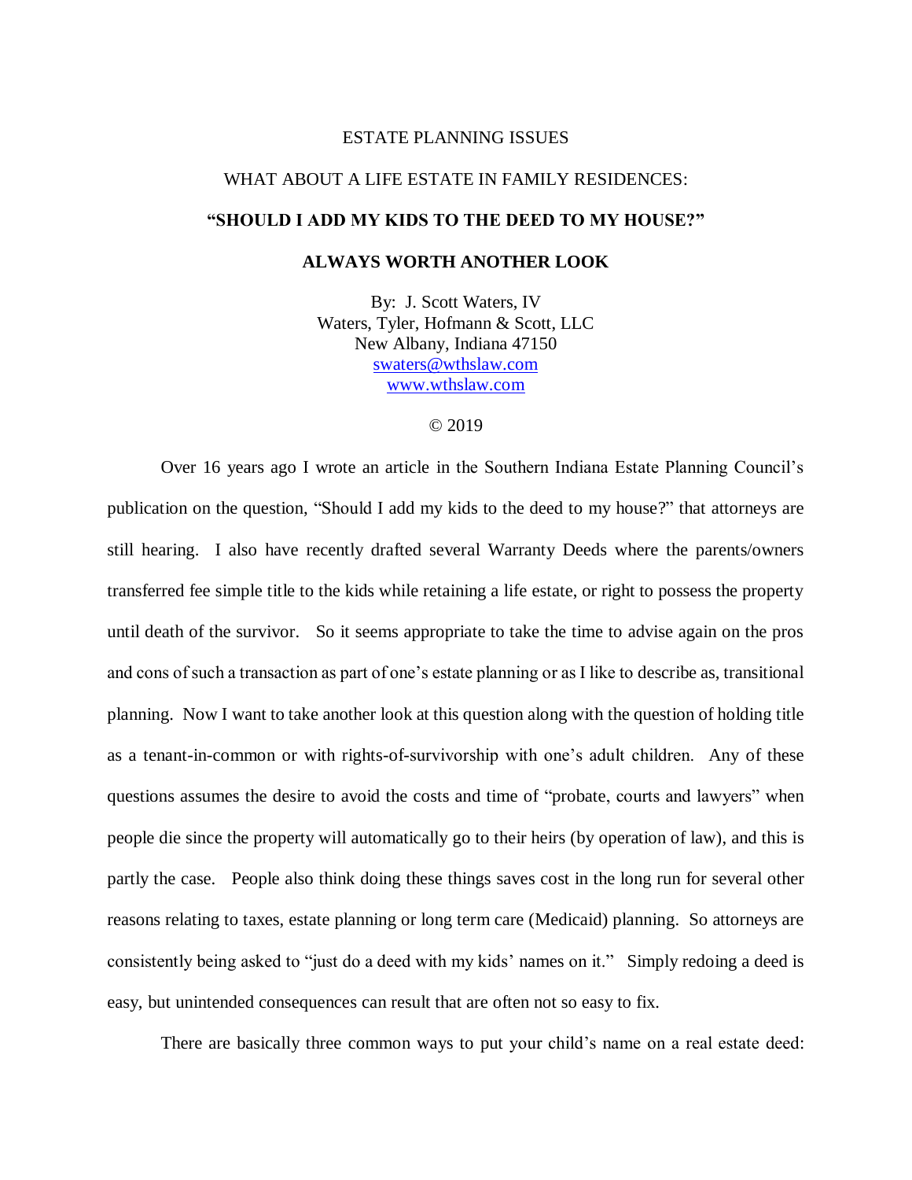# ESTATE PLANNING ISSUES

## WHAT ABOUT A LIFE ESTATE IN FAMILY RESIDENCES:

## "SHOULD I ADD MY KIDS TO THE DEED TO MY HOUSE?"

## ALWAYS WORTH ANOTHER LOOK

By: J. Scott Waters, IV
Waters, Tyler, Hofmann & Scott, LLC
New Albany, Indiana 47150
swaters@wthslaw.com
www.wthslaw.com

© 2019

Over 16 years ago I wrote an article in the Southern Indiana Estate Planning Council's publication on the question, "Should I add my kids to the deed to my house?" that attorneys are still hearing. I also have recently drafted several Warranty Deeds where the parents/owners transferred fee simple title to the kids while retaining a life estate, or right to possess the property until death of the survivor. So it seems appropriate to take the time to advise again on the pros and cons of such a transaction as part of one's estate planning or as I like to describe as, transitional planning. Now I want to take another look at this question along with the question of holding title as a tenant-in-common or with rights-of-survivorship with one's adult children. Any of these questions assumes the desire to avoid the costs and time of "probate, courts and lawyers" when people die since the property will automatically go to their heirs (by operation of law), and this is partly the case. People also think doing these things saves cost in the long run for several other reasons relating to taxes, estate planning or long term care (Medicaid) planning. So attorneys are consistently being asked to "just do a deed with my kids' names on it." Simply redoing a deed is easy, but unintended consequences can result that are often not so easy to fix.

There are basically three common ways to put your child's name on a real estate deed: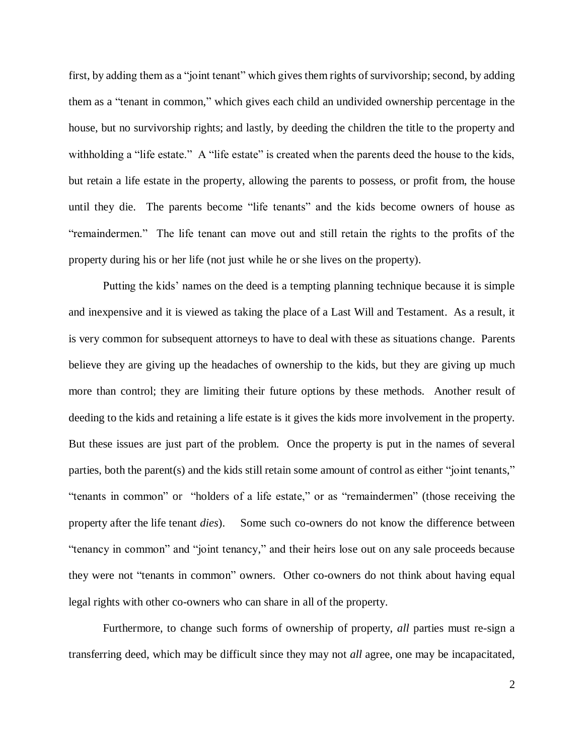first, by adding them as a "joint tenant" which gives them rights of survivorship; second, by adding them as a "tenant in common," which gives each child an undivided ownership percentage in the house, but no survivorship rights; and lastly, by deeding the children the title to the property and withholding a "life estate." A "life estate" is created when the parents deed the house to the kids, but retain a life estate in the property, allowing the parents to possess, or profit from, the house until they die. The parents become "life tenants" and the kids become owners of house as "remaindermen." The life tenant can move out and still retain the rights to the profits of the property during his or her life (not just while he or she lives on the property).

Putting the kids' names on the deed is a tempting planning technique because it is simple and inexpensive and it is viewed as taking the place of a Last Will and Testament. As a result, it is very common for subsequent attorneys to have to deal with these as situations change. Parents believe they are giving up the headaches of ownership to the kids, but they are giving up much more than control; they are limiting their future options by these methods. Another result of deeding to the kids and retaining a life estate is it gives the kids more involvement in the property. But these issues are just part of the problem. Once the property is put in the names of several parties, both the parent(s) and the kids still retain some amount of control as either "joint tenants," "tenants in common" or "holders of a life estate," or as "remaindermen" (those receiving the property after the life tenant *dies*). Some such co-owners do not know the difference between "tenancy in common" and "joint tenancy," and their heirs lose out on any sale proceeds because they were not "tenants in common" owners. Other co-owners do not think about having equal legal rights with other co-owners who can share in all of the property.

Furthermore, to change such forms of ownership of property, *all* parties must re-sign a transferring deed, which may be difficult since they may not *all* agree, one may be incapacitated,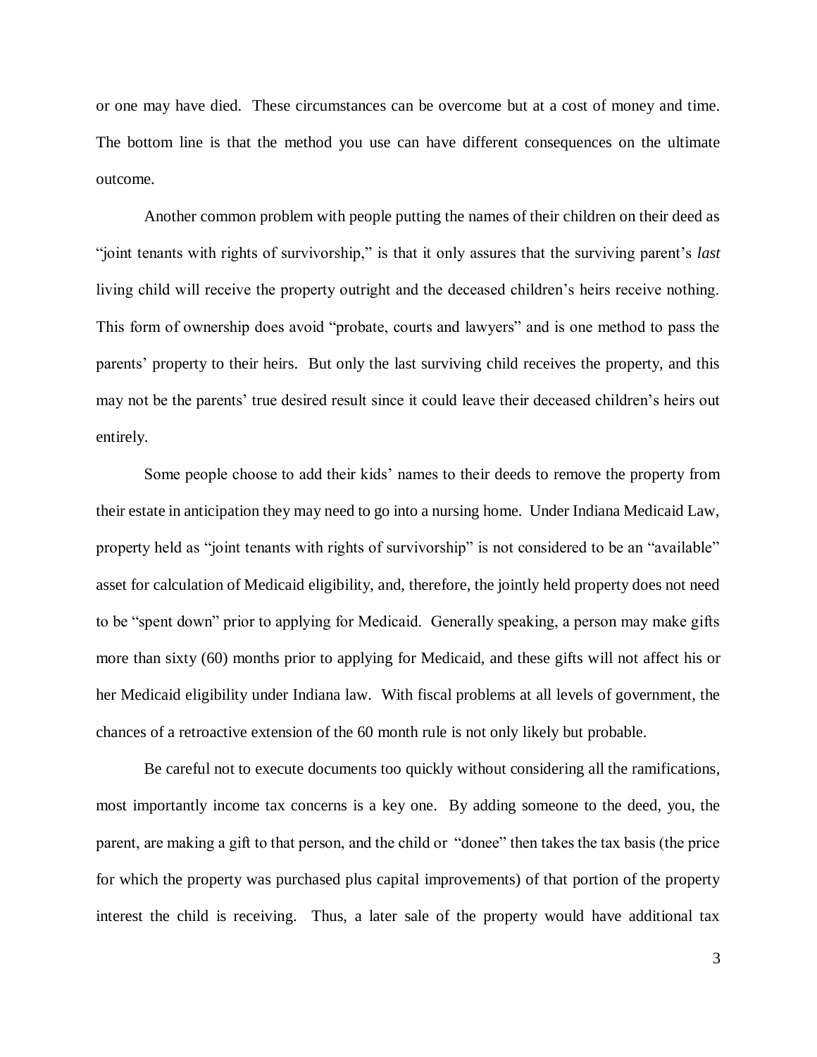or one may have died. These circumstances can be overcome but at a cost of money and time. The bottom line is that the method you use can have different consequences on the ultimate outcome.

Another common problem with people putting the names of their children on their deed as "joint tenants with rights of survivorship," is that it only assures that the surviving parent's *last* living child will receive the property outright and the deceased children's heirs receive nothing. This form of ownership does avoid "probate, courts and lawyers" and is one method to pass the parents' property to their heirs. But only the last surviving child receives the property, and this may not be the parents' true desired result since it could leave their deceased children's heirs out entirely.

Some people choose to add their kids' names to their deeds to remove the property from their estate in anticipation they may need to go into a nursing home. Under Indiana Medicaid Law, property held as "joint tenants with rights of survivorship" is not considered to be an "available" asset for calculation of Medicaid eligibility, and, therefore, the jointly held property does not need to be "spent down" prior to applying for Medicaid. Generally speaking, a person may make gifts more than sixty (60) months prior to applying for Medicaid, and these gifts will not affect his or her Medicaid eligibility under Indiana law. With fiscal problems at all levels of government, the chances of a retroactive extension of the 60 month rule is not only likely but probable.

Be careful not to execute documents too quickly without considering all the ramifications, most importantly income tax concerns is a key one. By adding someone to the deed, you, the parent, are making a gift to that person, and the child or "donee" then takes the tax basis (the price for which the property was purchased plus capital improvements) of that portion of the property interest the child is receiving. Thus, a later sale of the property would have additional tax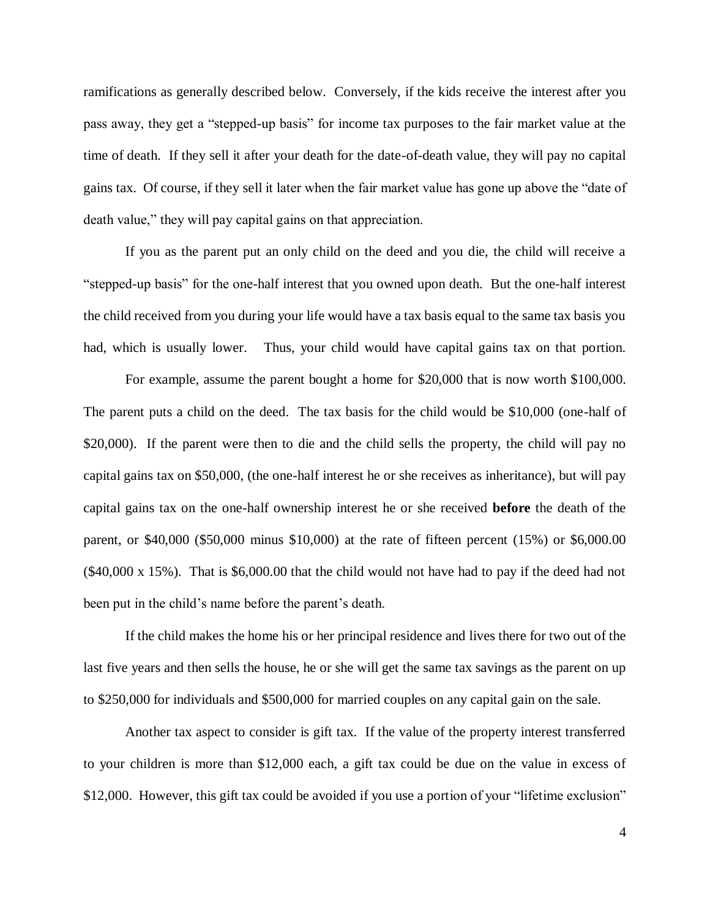ramifications as generally described below. Conversely, if the kids receive the interest after you pass away, they get a "stepped-up basis" for income tax purposes to the fair market value at the time of death. If they sell it after your death for the date-of-death value, they will pay no capital gains tax. Of course, if they sell it later when the fair market value has gone up above the "date of death value," they will pay capital gains on that appreciation.

If you as the parent put an only child on the deed and you die, the child will receive a "stepped-up basis" for the one-half interest that you owned upon death. But the one-half interest the child received from you during your life would have a tax basis equal to the same tax basis you had, which is usually lower. Thus, your child would have capital gains tax on that portion.

For example, assume the parent bought a home for $20,000 that is now worth $100,000. The parent puts a child on the deed. The tax basis for the child would be $10,000 (one-half of $20,000). If the parent were then to die and the child sells the property, the child will pay no capital gains tax on $50,000, (the one-half interest he or she receives as inheritance), but will pay capital gains tax on the one-half ownership interest he or she received **before** the death of the parent, or $40,000 ($50,000 minus $10,000) at the rate of fifteen percent (15%) or $6,000.00 ($40,000 x 15%). That is $6,000.00 that the child would not have had to pay if the deed had not been put in the child's name before the parent's death.

If the child makes the home his or her principal residence and lives there for two out of the last five years and then sells the house, he or she will get the same tax savings as the parent on up to $250,000 for individuals and $500,000 for married couples on any capital gain on the sale.

Another tax aspect to consider is gift tax. If the value of the property interest transferred to your children is more than $12,000 each, a gift tax could be due on the value in excess of $12,000. However, this gift tax could be avoided if you use a portion of your "lifetime exclusion"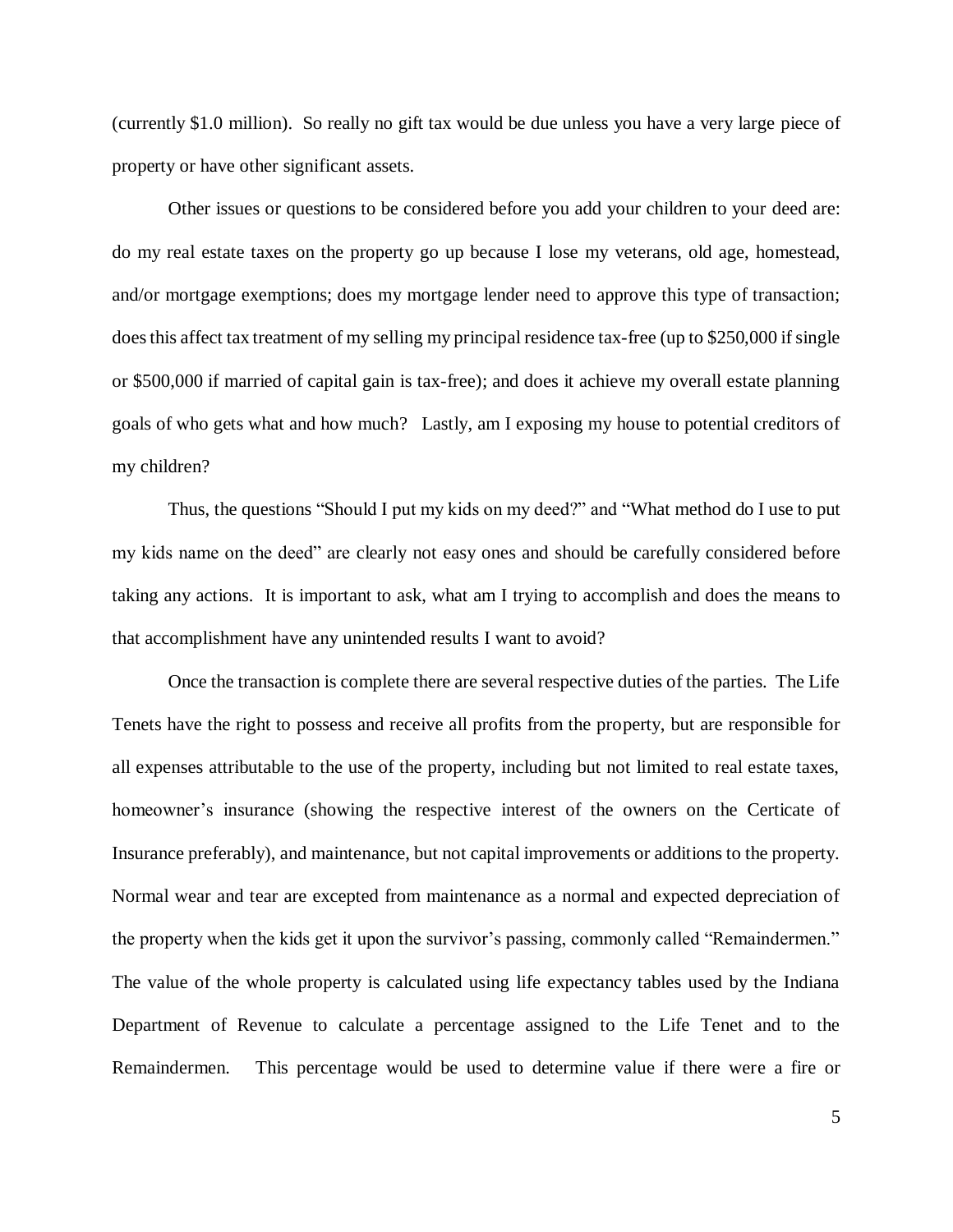(currently $1.0 million). So really no gift tax would be due unless you have a very large piece of property or have other significant assets.

Other issues or questions to be considered before you add your children to your deed are: do my real estate taxes on the property go up because I lose my veterans, old age, homestead, and/or mortgage exemptions; does my mortgage lender need to approve this type of transaction; does this affect tax treatment of my selling my principal residence tax-free (up to $250,000 if single or $500,000 if married of capital gain is tax-free); and does it achieve my overall estate planning goals of who gets what and how much? Lastly, am I exposing my house to potential creditors of my children?

Thus, the questions "Should I put my kids on my deed?" and "What method do I use to put my kids name on the deed" are clearly not easy ones and should be carefully considered before taking any actions. It is important to ask, what am I trying to accomplish and does the means to that accomplishment have any unintended results I want to avoid?

Once the transaction is complete there are several respective duties of the parties. The Life Tenets have the right to possess and receive all profits from the property, but are responsible for all expenses attributable to the use of the property, including but not limited to real estate taxes, homeowner's insurance (showing the respective interest of the owners on the Certicate of Insurance preferably), and maintenance, but not capital improvements or additions to the property. Normal wear and tear are excepted from maintenance as a normal and expected depreciation of the property when the kids get it upon the survivor's passing, commonly called "Remaindermen." The value of the whole property is calculated using life expectancy tables used by the Indiana Department of Revenue to calculate a percentage assigned to the Life Tenet and to the Remaindermen. This percentage would be used to determine value if there were a fire or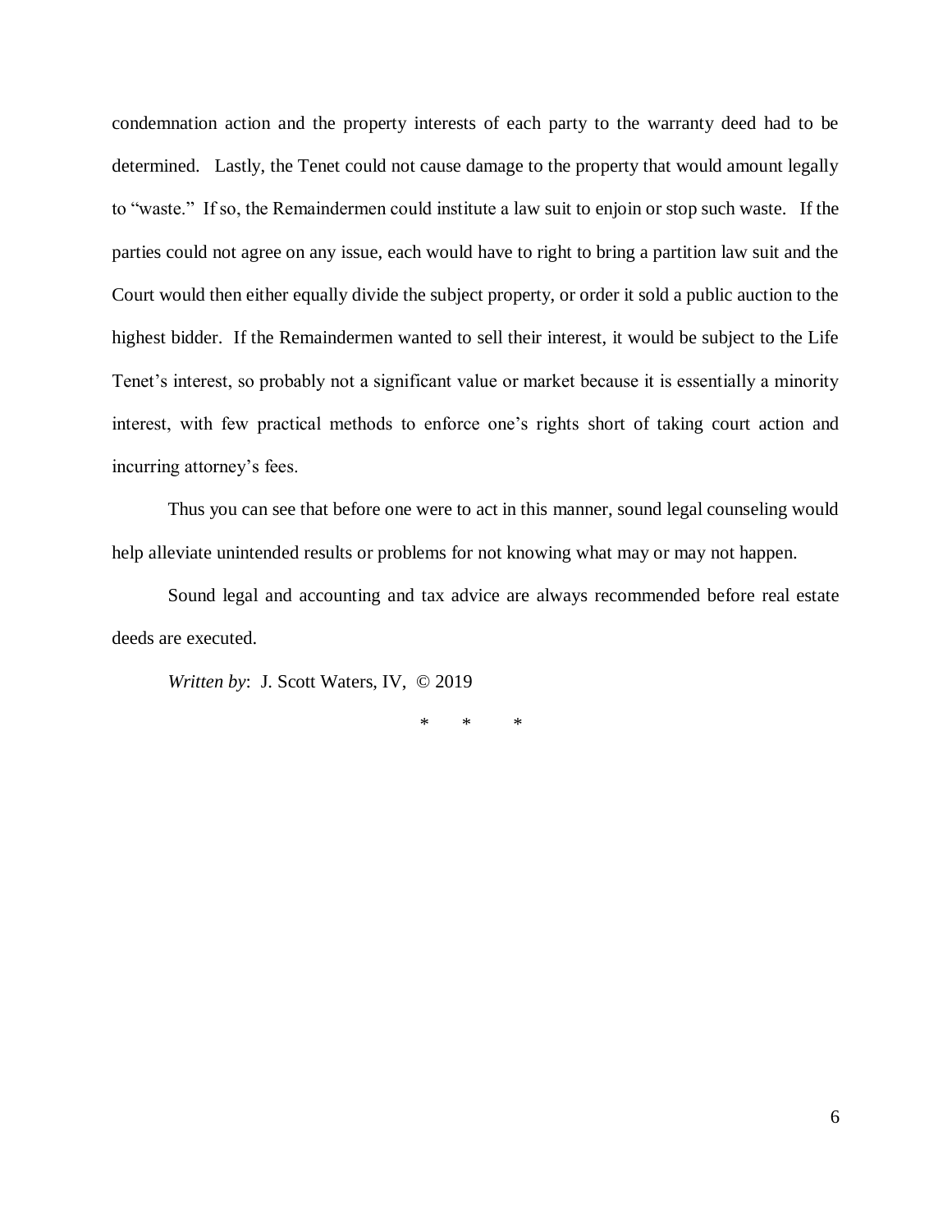condemnation action and the property interests of each party to the warranty deed had to be determined. Lastly, the Tenet could not cause damage to the property that would amount legally to "waste." If so, the Remaindermen could institute a law suit to enjoin or stop such waste. If the parties could not agree on any issue, each would have to right to bring a partition law suit and the Court would then either equally divide the subject property, or order it sold a public auction to the highest bidder. If the Remaindermen wanted to sell their interest, it would be subject to the Life Tenet's interest, so probably not a significant value or market because it is essentially a minority interest, with few practical methods to enforce one's rights short of taking court action and incurring attorney's fees.

Thus you can see that before one were to act in this manner, sound legal counseling would help alleviate unintended results or problems for not knowing what may or may not happen.

Sound legal and accounting and tax advice are always recommended before real estate deeds are executed.

*Written by*: J. Scott Waters, IV, © 2019

\* \* \*